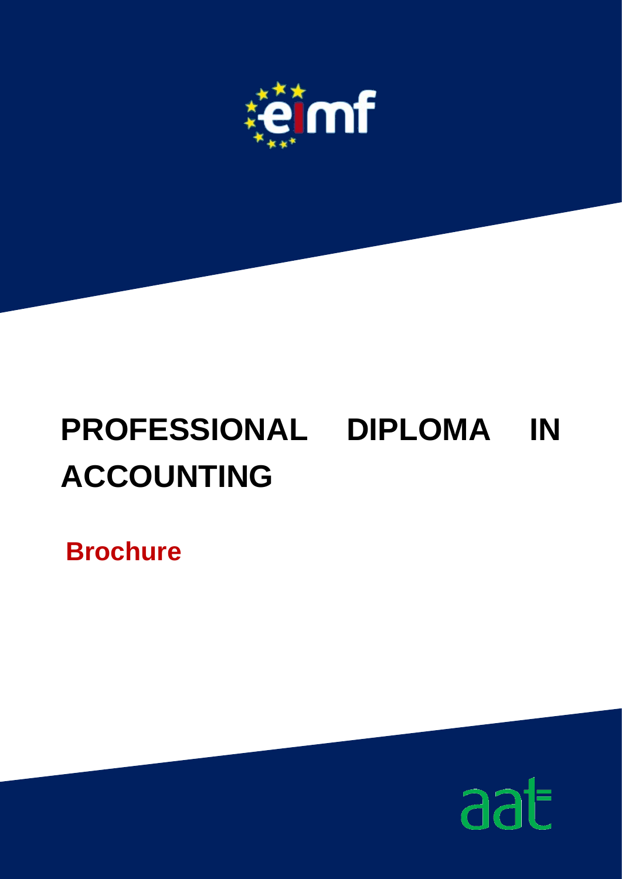# PROFESSIONAL DIPLOMA IN ACCOUNTING

**Brochure**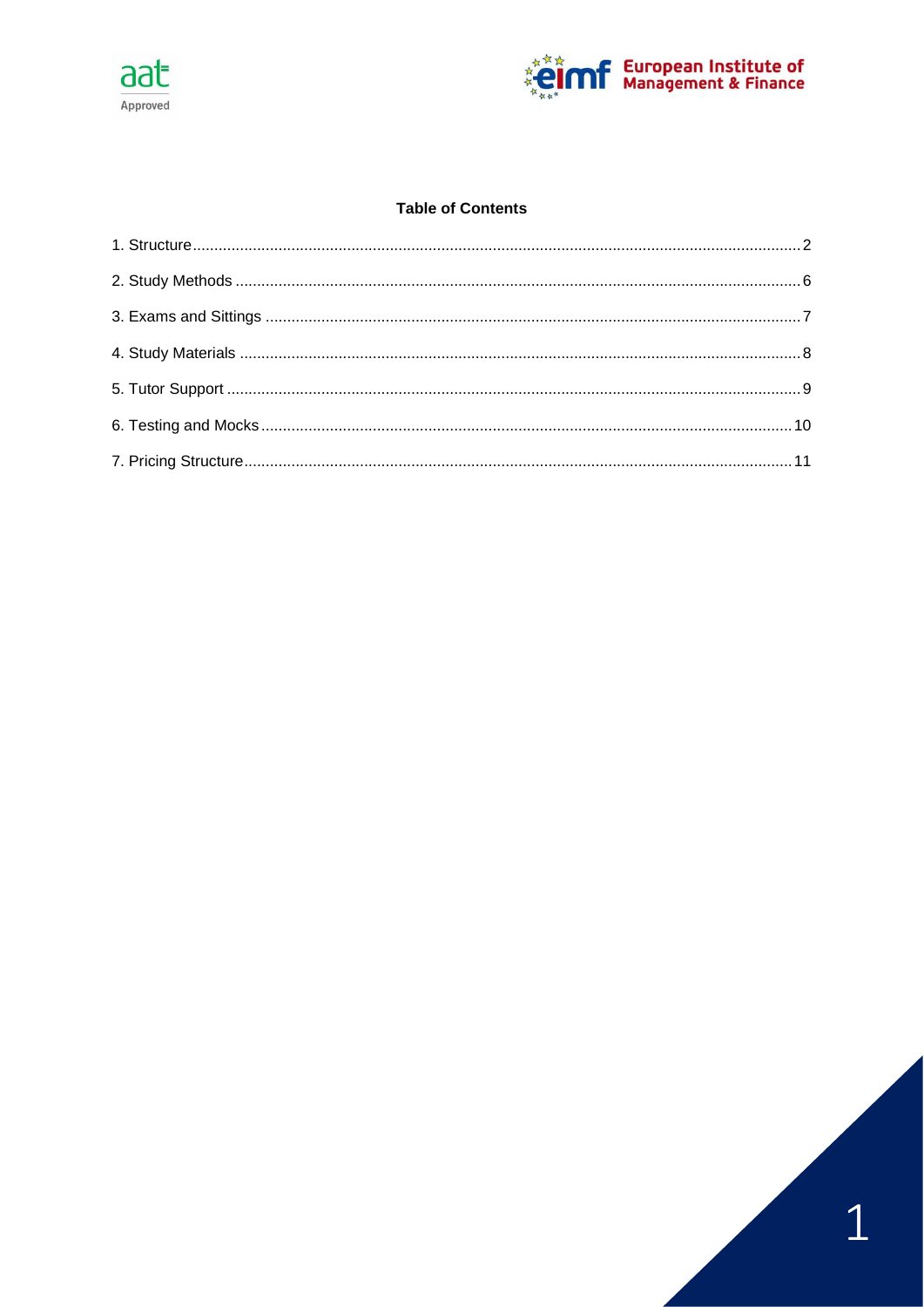**Table of Contents**

1. Structure ........ 2
2. Study Methods ........ 6
3. Exams and Sittings ........ 7
4. Study Materials ........ 8
5. Tutor Support ........ 9
6. Testing and Mocks ........ 10
7. Pricing Structure ........ 11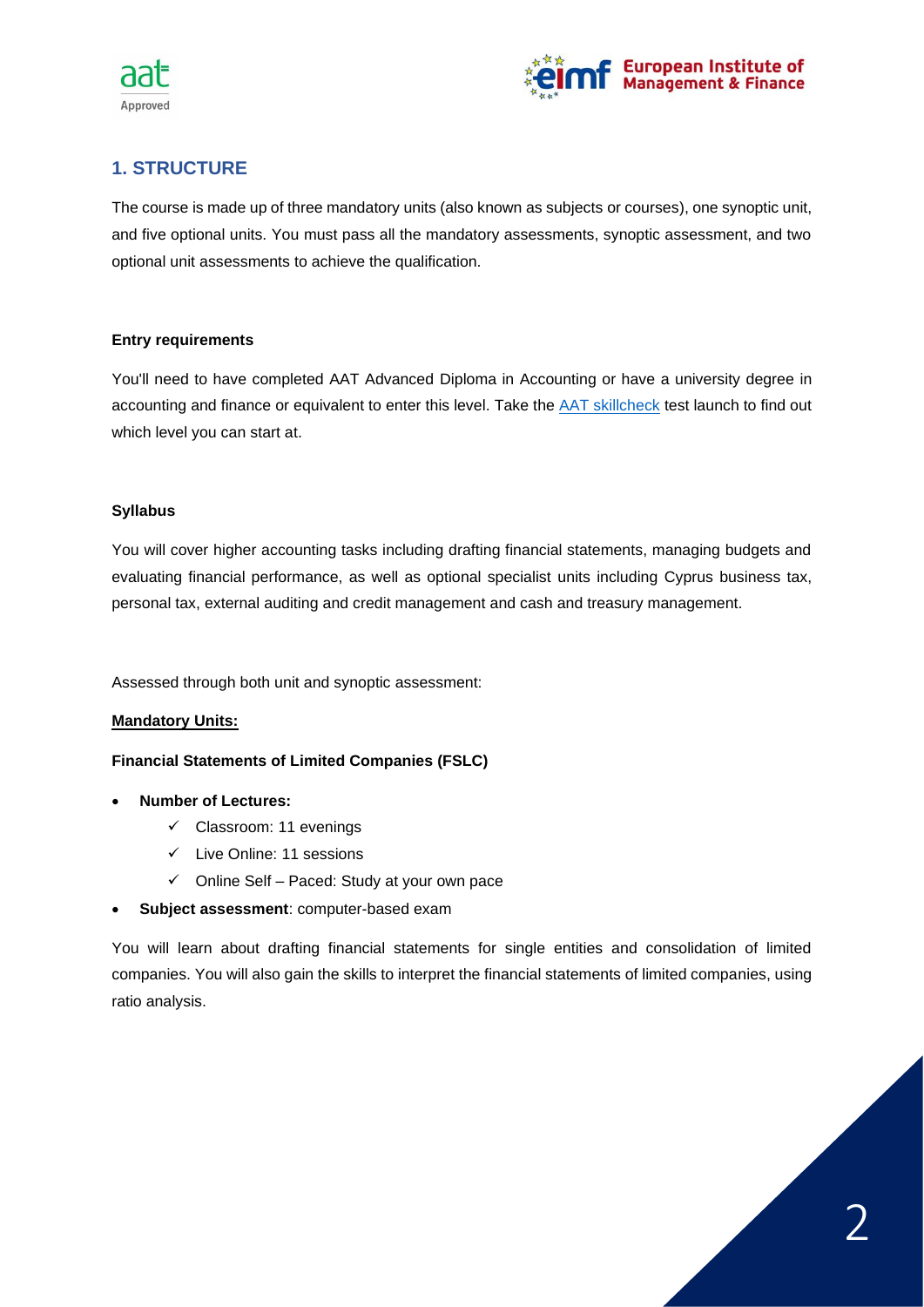## 1. STRUCTURE

The course is made up of three mandatory units (also known as subjects or courses), one synoptic unit, and five optional units. You must pass all the mandatory assessments, synoptic assessment, and two optional unit assessments to achieve the qualification.

**Entry requirements**

You'll need to have completed AAT Advanced Diploma in Accounting or have a university degree in accounting and finance or equivalent to enter this level. Take the AAT skillcheck test launch to find out which level you can start at.

**Syllabus**

You will cover higher accounting tasks including drafting financial statements, managing budgets and evaluating financial performance, as well as optional specialist units including Cyprus business tax, personal tax, external auditing and credit management and cash and treasury management.

Assessed through both unit and synoptic assessment:

**Mandatory Units:**

**Financial Statements of Limited Companies (FSLC)**

- **Number of Lectures:**
  - ✓ Classroom: 11 evenings
  - ✓ Live Online: 11 sessions
  - ✓ Online Self – Paced: Study at your own pace
- **Subject assessment**: computer-based exam

You will learn about drafting financial statements for single entities and consolidation of limited companies. You will also gain the skills to interpret the financial statements of limited companies, using ratio analysis.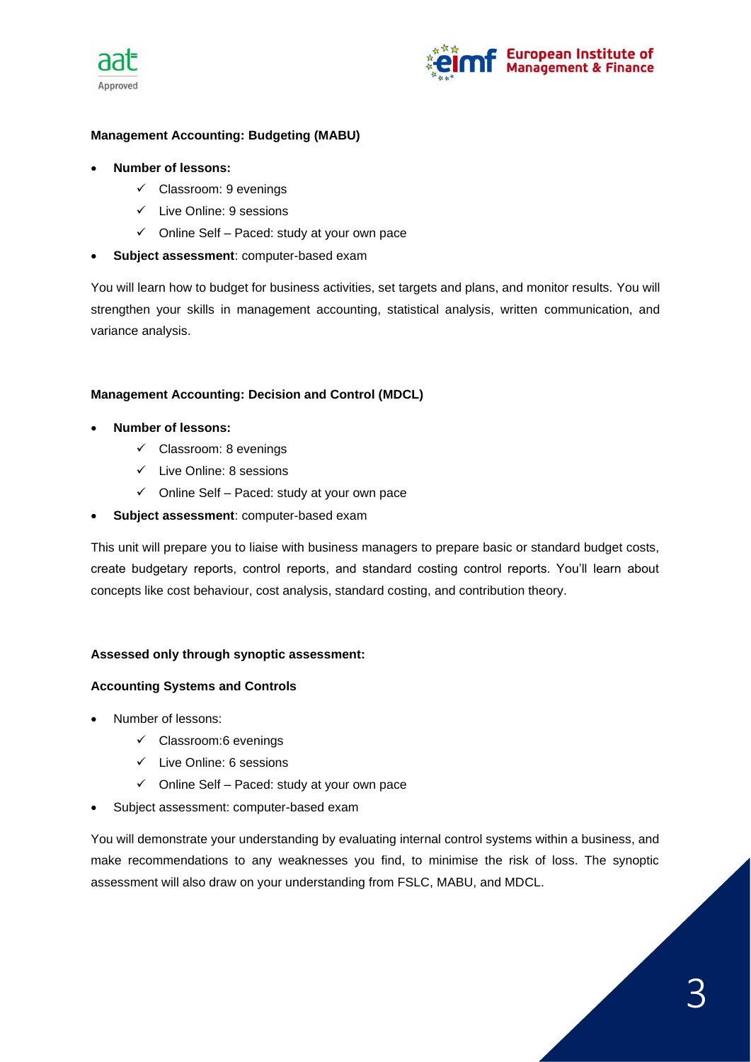**Management Accounting: Budgeting (MABU)**

- **Number of lessons:**
  - ✓ Classroom: 9 evenings
  - ✓ Live Online: 9 sessions
  - ✓ Online Self – Paced: study at your own pace
- **Subject assessment**: computer-based exam

You will learn how to budget for business activities, set targets and plans, and monitor results. You will strengthen your skills in management accounting, statistical analysis, written communication, and variance analysis.

**Management Accounting: Decision and Control (MDCL)**

- **Number of lessons:**
  - ✓ Classroom: 8 evenings
  - ✓ Live Online: 8 sessions
  - ✓ Online Self – Paced: study at your own pace
- **Subject assessment**: computer-based exam

This unit will prepare you to liaise with business managers to prepare basic or standard budget costs, create budgetary reports, control reports, and standard costing control reports. You'll learn about concepts like cost behaviour, cost analysis, standard costing, and contribution theory.

**Assessed only through synoptic assessment:**

**Accounting Systems and Controls**

- Number of lessons:
  - ✓ Classroom:6 evenings
  - ✓ Live Online: 6 sessions
  - ✓ Online Self – Paced: study at your own pace
- Subject assessment: computer-based exam

You will demonstrate your understanding by evaluating internal control systems within a business, and make recommendations to any weaknesses you find, to minimise the risk of loss. The synoptic assessment will also draw on your understanding from FSLC, MABU, and MDCL.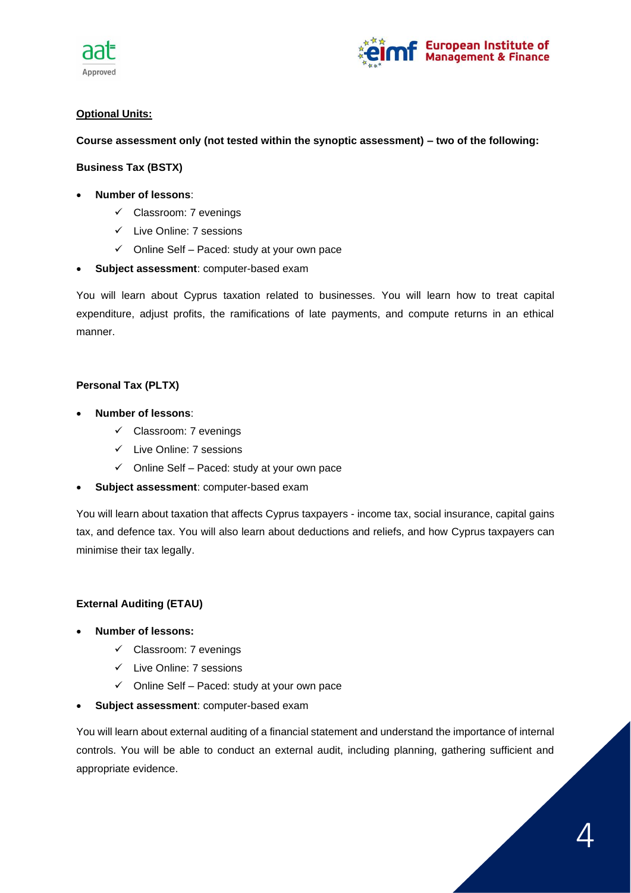**<u>Optional Units:</u>**

**Course assessment only (not tested within the synoptic assessment) – two of the following:**

**Business Tax (BSTX)**

- **Number of lessons**:
    - ✓ Classroom: 7 evenings
    - ✓ Live Online: 7 sessions
    - ✓ Online Self – Paced: study at your own pace
- **Subject assessment**: computer-based exam

You will learn about Cyprus taxation related to businesses. You will learn how to treat capital expenditure, adjust profits, the ramifications of late payments, and compute returns in an ethical manner.

**Personal Tax (PLTX)**

- **Number of lessons**:
    - ✓ Classroom: 7 evenings
    - ✓ Live Online: 7 sessions
    - ✓ Online Self – Paced: study at your own pace
- **Subject assessment**: computer-based exam

You will learn about taxation that affects Cyprus taxpayers - income tax, social insurance, capital gains tax, and defence tax. You will also learn about deductions and reliefs, and how Cyprus taxpayers can minimise their tax legally.

**External Auditing (ETAU)**

- **Number of lessons:**
    - ✓ Classroom: 7 evenings
    - ✓ Live Online: 7 sessions
    - ✓ Online Self – Paced: study at your own pace
- **Subject assessment**: computer-based exam

You will learn about external auditing of a financial statement and understand the importance of internal controls. You will be able to conduct an external audit, including planning, gathering sufficient and appropriate evidence.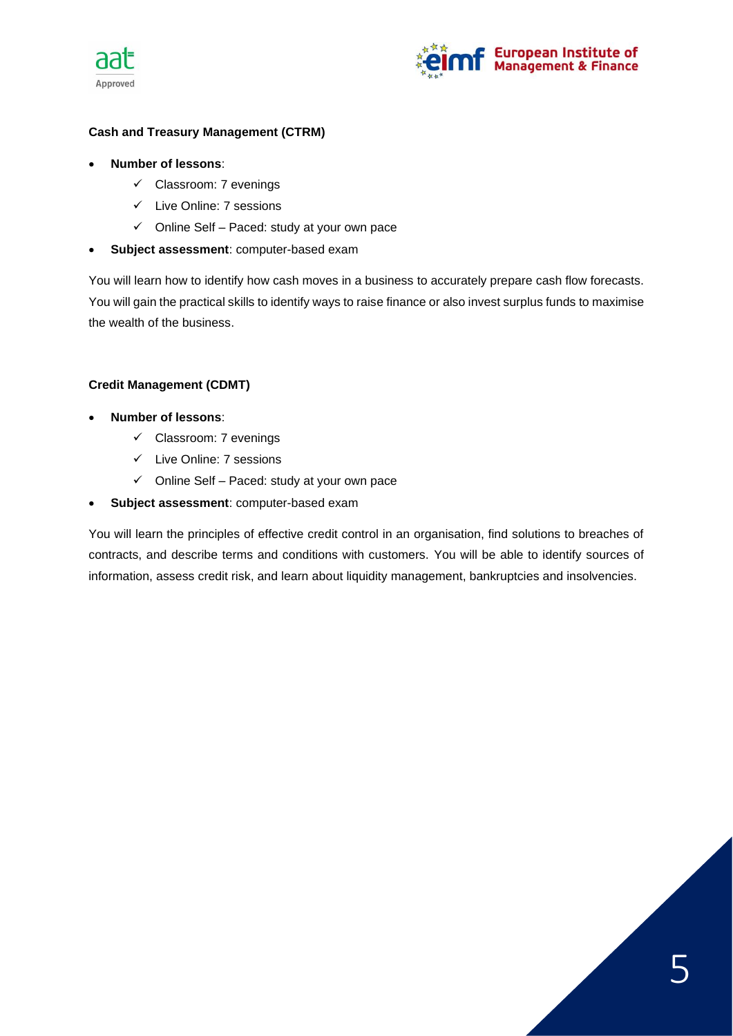**Cash and Treasury Management (CTRM)**

- **Number of lessons**:
  - ✓ Classroom: 7 evenings
  - ✓ Live Online: 7 sessions
  - ✓ Online Self – Paced: study at your own pace
- **Subject assessment**: computer-based exam

You will learn how to identify how cash moves in a business to accurately prepare cash flow forecasts. You will gain the practical skills to identify ways to raise finance or also invest surplus funds to maximise the wealth of the business.

**Credit Management (CDMT)**

- **Number of lessons**:
  - ✓ Classroom: 7 evenings
  - ✓ Live Online: 7 sessions
  - ✓ Online Self – Paced: study at your own pace
- **Subject assessment**: computer-based exam

You will learn the principles of effective credit control in an organisation, find solutions to breaches of contracts, and describe terms and conditions with customers. You will be able to identify sources of information, assess credit risk, and learn about liquidity management, bankruptcies and insolvencies.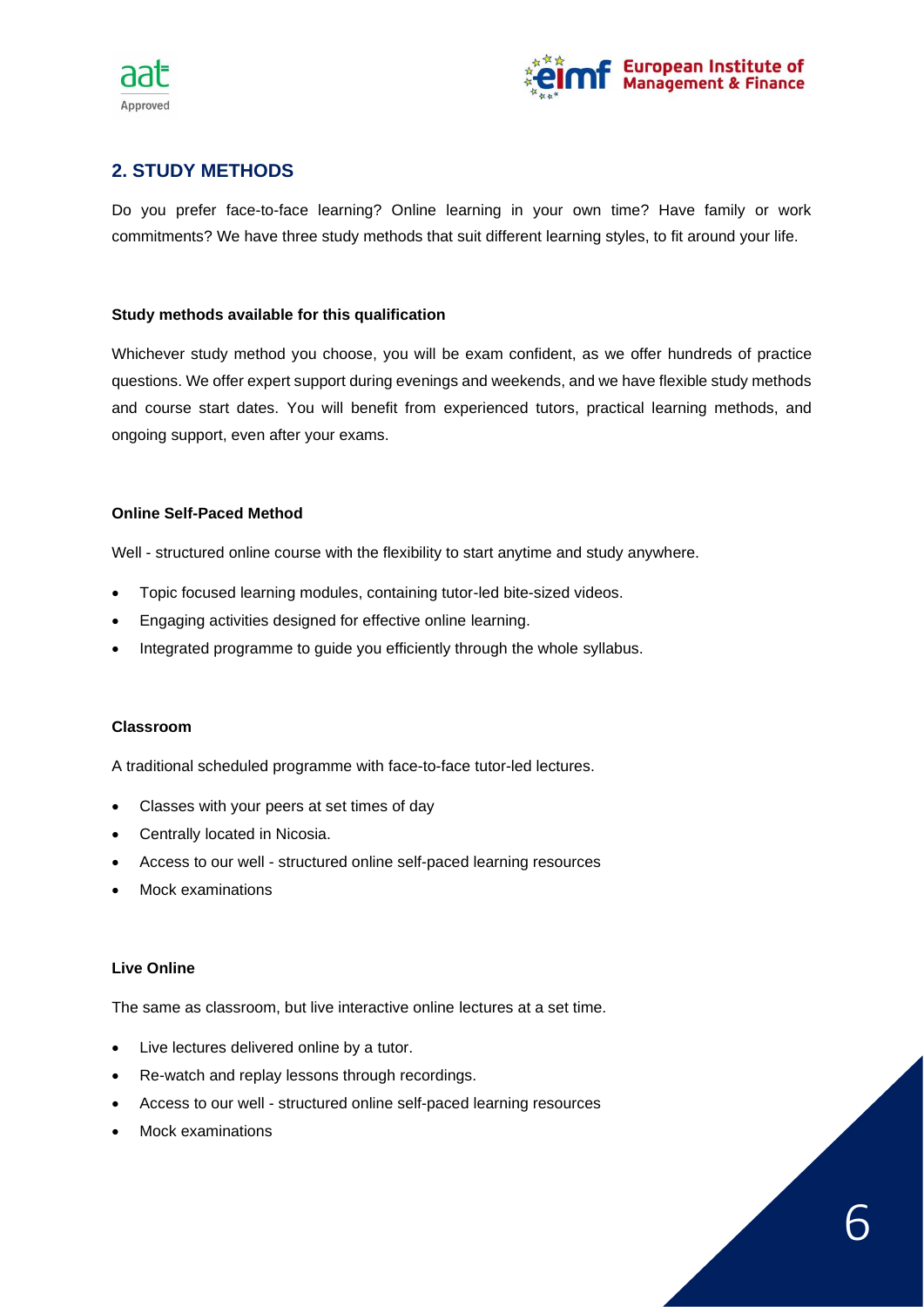## 2. STUDY METHODS

Do you prefer face-to-face learning? Online learning in your own time? Have family or work commitments? We have three study methods that suit different learning styles, to fit around your life.

**Study methods available for this qualification**

Whichever study method you choose, you will be exam confident, as we offer hundreds of practice questions. We offer expert support during evenings and weekends, and we have flexible study methods and course start dates. You will benefit from experienced tutors, practical learning methods, and ongoing support, even after your exams.

**Online Self-Paced Method**

Well - structured online course with the flexibility to start anytime and study anywhere.

- Topic focused learning modules, containing tutor-led bite-sized videos.
- Engaging activities designed for effective online learning.
- Integrated programme to guide you efficiently through the whole syllabus.

**Classroom**

A traditional scheduled programme with face-to-face tutor-led lectures.

- Classes with your peers at set times of day
- Centrally located in Nicosia.
- Access to our well - structured online self-paced learning resources
- Mock examinations

**Live Online**

The same as classroom, but live interactive online lectures at a set time.

- Live lectures delivered online by a tutor.
- Re-watch and replay lessons through recordings.
- Access to our well - structured online self-paced learning resources
- Mock examinations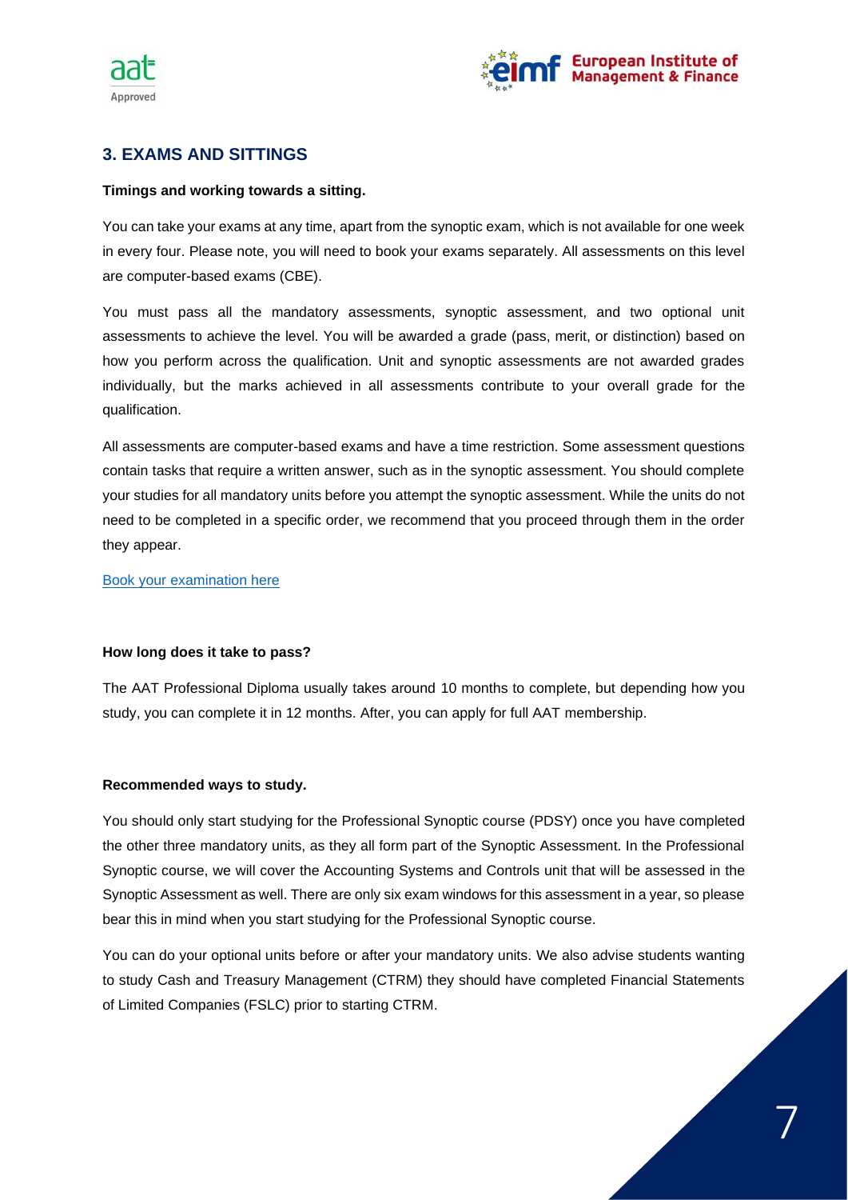## 3. EXAMS AND SITTINGS

**Timings and working towards a sitting.**

You can take your exams at any time, apart from the synoptic exam, which is not available for one week in every four. Please note, you will need to book your exams separately. All assessments on this level are computer-based exams (CBE).

You must pass all the mandatory assessments, synoptic assessment, and two optional unit assessments to achieve the level. You will be awarded a grade (pass, merit, or distinction) based on how you perform across the qualification. Unit and synoptic assessments are not awarded grades individually, but the marks achieved in all assessments contribute to your overall grade for the qualification.

All assessments are computer-based exams and have a time restriction. Some assessment questions contain tasks that require a written answer, such as in the synoptic assessment. You should complete your studies for all mandatory units before you attempt the synoptic assessment. While the units do not need to be completed in a specific order, we recommend that you proceed through them in the order they appear.

Book your examination here

**How long does it take to pass?**

The AAT Professional Diploma usually takes around 10 months to complete, but depending how you study, you can complete it in 12 months. After, you can apply for full AAT membership.

**Recommended ways to study.**

You should only start studying for the Professional Synoptic course (PDSY) once you have completed the other three mandatory units, as they all form part of the Synoptic Assessment. In the Professional Synoptic course, we will cover the Accounting Systems and Controls unit that will be assessed in the Synoptic Assessment as well. There are only six exam windows for this assessment in a year, so please bear this in mind when you start studying for the Professional Synoptic course.

You can do your optional units before or after your mandatory units. We also advise students wanting to study Cash and Treasury Management (CTRM) they should have completed Financial Statements of Limited Companies (FSLC) prior to starting CTRM.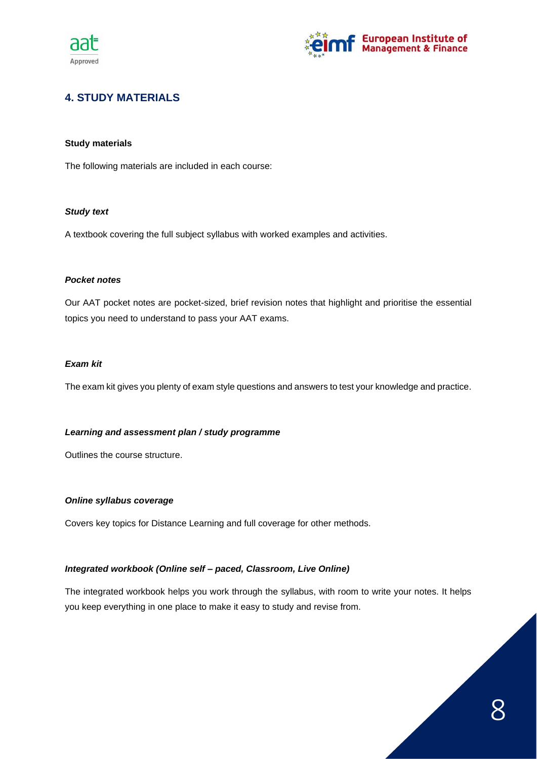## 4. STUDY MATERIALS

**Study materials**

The following materials are included in each course:

***Study text***

A textbook covering the full subject syllabus with worked examples and activities.

***Pocket notes***

Our AAT pocket notes are pocket-sized, brief revision notes that highlight and prioritise the essential topics you need to understand to pass your AAT exams.

***Exam kit***

The exam kit gives you plenty of exam style questions and answers to test your knowledge and practice.

***Learning and assessment plan / study programme***

Outlines the course structure.

***Online syllabus coverage***

Covers key topics for Distance Learning and full coverage for other methods.

***Integrated workbook (Online self – paced, Classroom, Live Online)***

The integrated workbook helps you work through the syllabus, with room to write your notes. It helps you keep everything in one place to make it easy to study and revise from.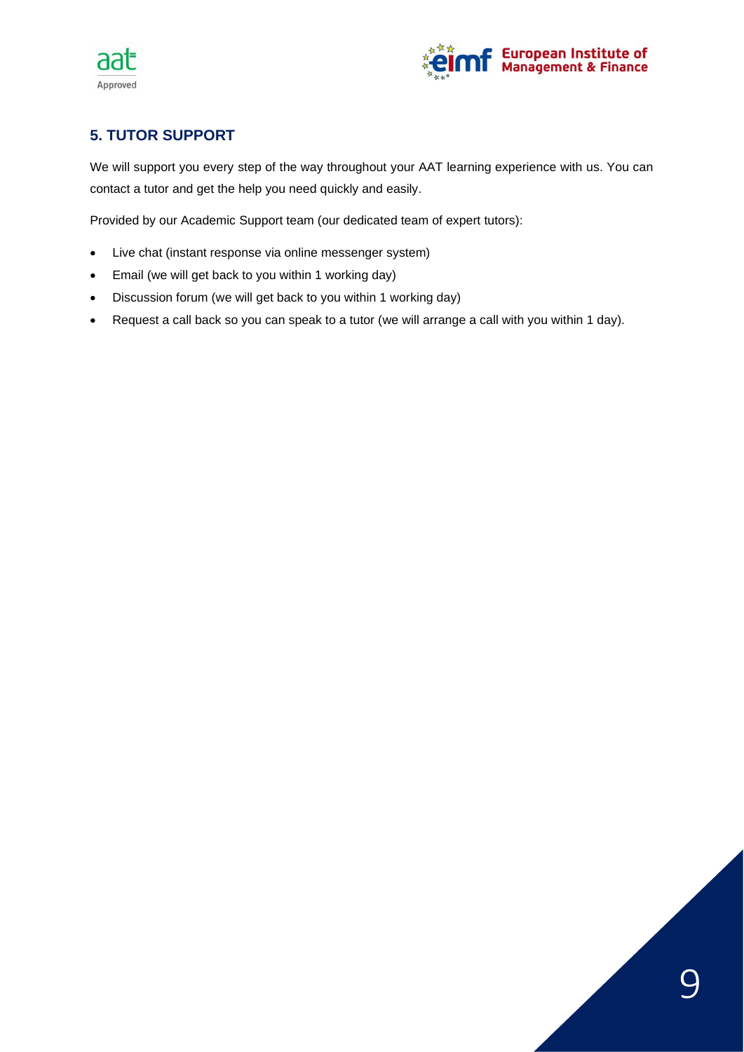## 5. TUTOR SUPPORT

We will support you every step of the way throughout your AAT learning experience with us. You can contact a tutor and get the help you need quickly and easily.

Provided by our Academic Support team (our dedicated team of expert tutors):

- Live chat (instant response via online messenger system)
- Email (we will get back to you within 1 working day)
- Discussion forum (we will get back to you within 1 working day)
- Request a call back so you can speak to a tutor (we will arrange a call with you within 1 day).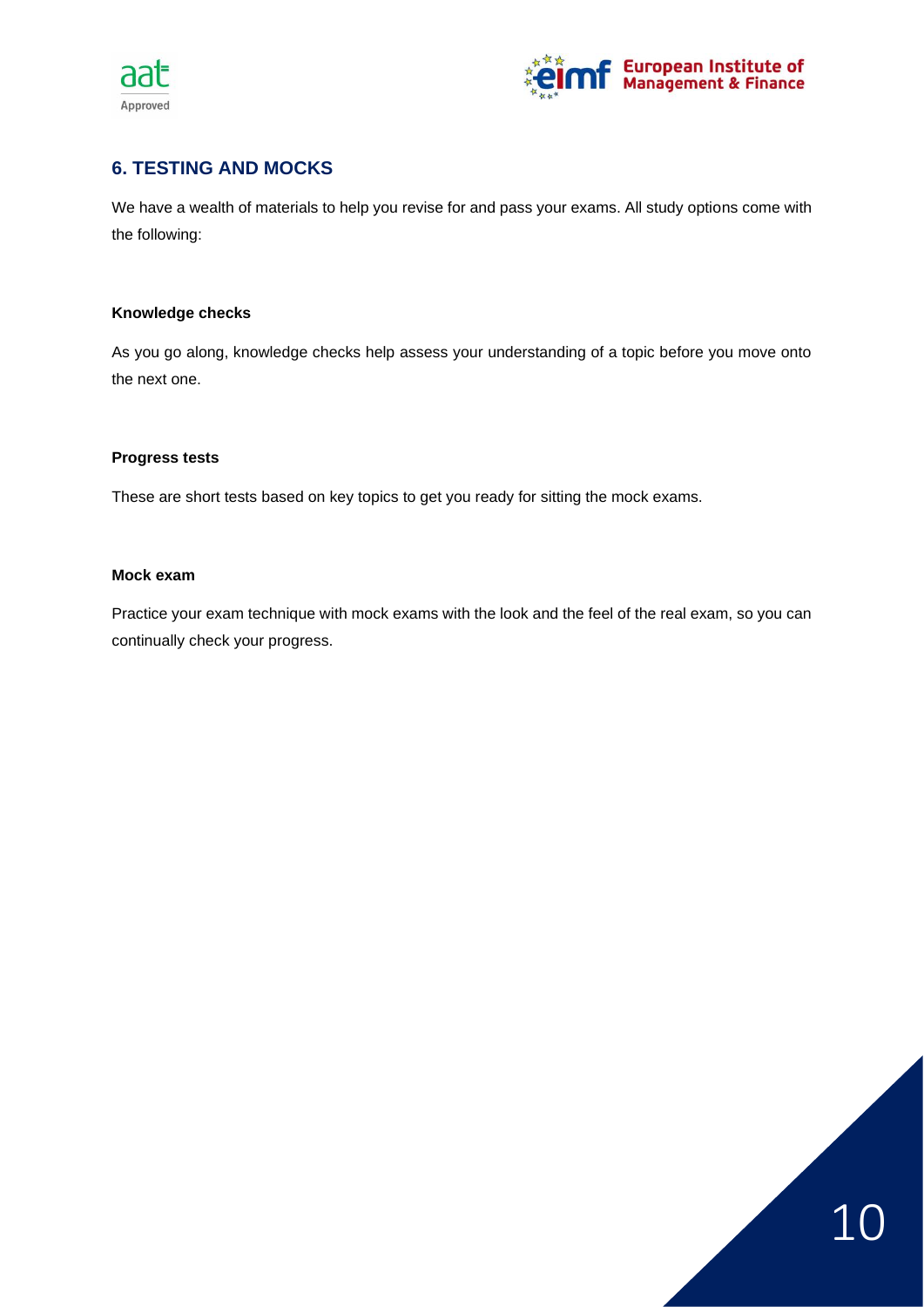## 6. TESTING AND MOCKS

We have a wealth of materials to help you revise for and pass your exams. All study options come with the following:

**Knowledge checks**

As you go along, knowledge checks help assess your understanding of a topic before you move onto the next one.

**Progress tests**

These are short tests based on key topics to get you ready for sitting the mock exams.

**Mock exam**

Practice your exam technique with mock exams with the look and the feel of the real exam, so you can continually check your progress.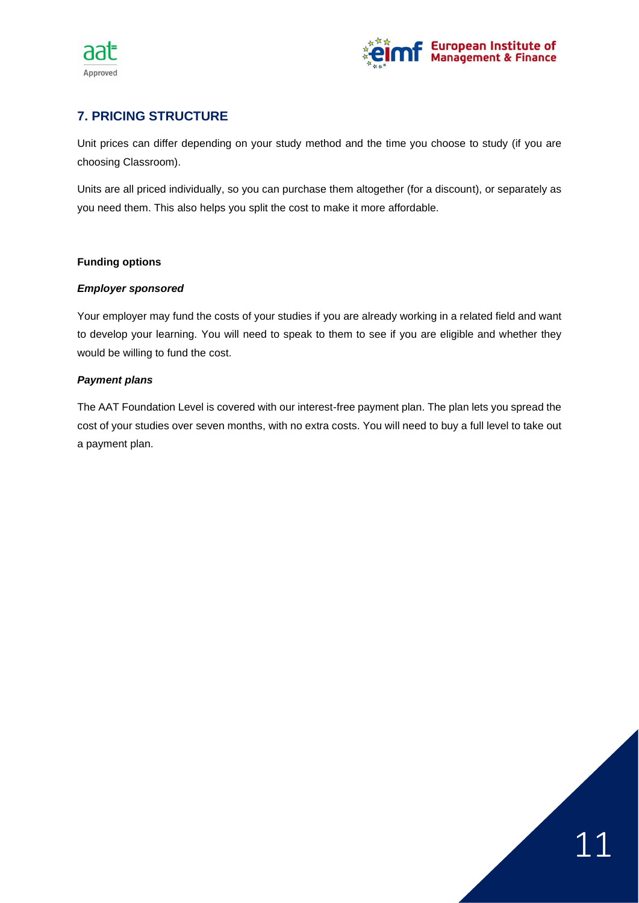## 7. PRICING STRUCTURE

Unit prices can differ depending on your study method and the time you choose to study (if you are choosing Classroom).

Units are all priced individually, so you can purchase them altogether (for a discount), or separately as you need them. This also helps you split the cost to make it more affordable.

**Funding options**

***Employer sponsored***

Your employer may fund the costs of your studies if you are already working in a related field and want to develop your learning. You will need to speak to them to see if you are eligible and whether they would be willing to fund the cost.

***Payment plans***

The AAT Foundation Level is covered with our interest-free payment plan. The plan lets you spread the cost of your studies over seven months, with no extra costs. You will need to buy a full level to take out a payment plan.